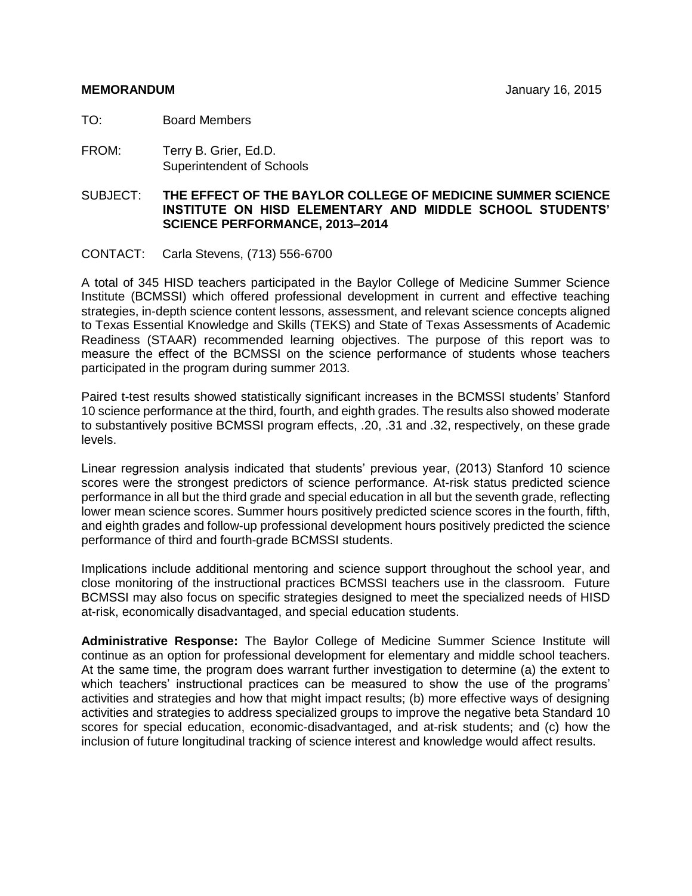**MEMORANDUM** January 16, 2015

TO: Board Members

FROM: Terry B. Grier, Ed.D.
Superintendent of Schools

SUBJECT: **THE EFFECT OF THE BAYLOR COLLEGE OF MEDICINE SUMMER SCIENCE INSTITUTE ON HISD ELEMENTARY AND MIDDLE SCHOOL STUDENTS' SCIENCE PERFORMANCE, 2013–2014**

CONTACT: Carla Stevens, (713) 556-6700

A total of 345 HISD teachers participated in the Baylor College of Medicine Summer Science Institute (BCMSSI) which offered professional development in current and effective teaching strategies, in-depth science content lessons, assessment, and relevant science concepts aligned to Texas Essential Knowledge and Skills (TEKS) and State of Texas Assessments of Academic Readiness (STAAR) recommended learning objectives. The purpose of this report was to measure the effect of the BCMSSI on the science performance of students whose teachers participated in the program during summer 2013.

Paired t-test results showed statistically significant increases in the BCMSSI students' Stanford 10 science performance at the third, fourth, and eighth grades. The results also showed moderate to substantively positive BCMSSI program effects, .20, .31 and .32, respectively, on these grade levels.

Linear regression analysis indicated that students' previous year, (2013) Stanford 10 science scores were the strongest predictors of science performance. At-risk status predicted science performance in all but the third grade and special education in all but the seventh grade, reflecting lower mean science scores. Summer hours positively predicted science scores in the fourth, fifth, and eighth grades and follow-up professional development hours positively predicted the science performance of third and fourth-grade BCMSSI students.

Implications include additional mentoring and science support throughout the school year, and close monitoring of the instructional practices BCMSSI teachers use in the classroom. Future BCMSSI may also focus on specific strategies designed to meet the specialized needs of HISD at-risk, economically disadvantaged, and special education students.

**Administrative Response:** The Baylor College of Medicine Summer Science Institute will continue as an option for professional development for elementary and middle school teachers. At the same time, the program does warrant further investigation to determine (a) the extent to which teachers' instructional practices can be measured to show the use of the programs' activities and strategies and how that might impact results; (b) more effective ways of designing activities and strategies to address specialized groups to improve the negative beta Standard 10 scores for special education, economic-disadvantaged, and at-risk students; and (c) how the inclusion of future longitudinal tracking of science interest and knowledge would affect results.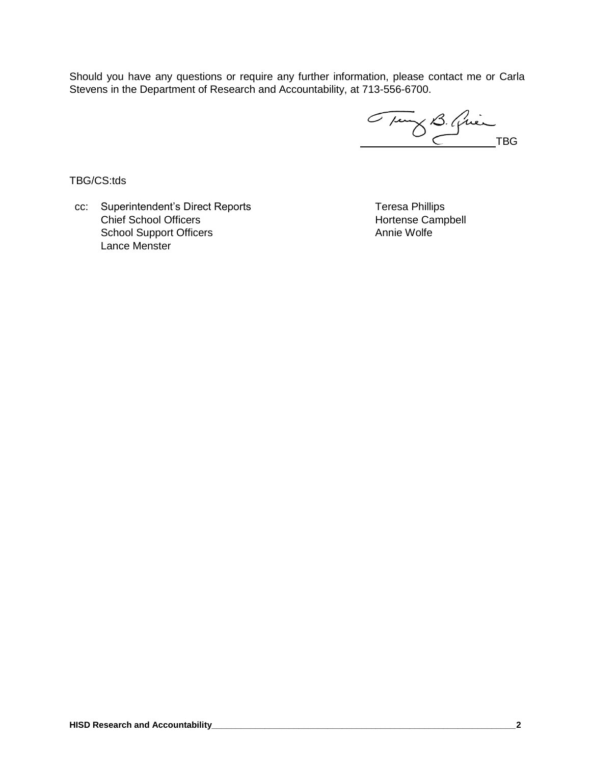Should you have any questions or require any further information, please contact me or Carla Stevens in the Department of Research and Accountability, at 713-556-6700.

TBG

TBG/CS:tds

cc: Superintendent's Direct Reports
Chief School Officers
School Support Officers
Lance Menster
Teresa Phillips
Hortense Campbell
Annie Wolfe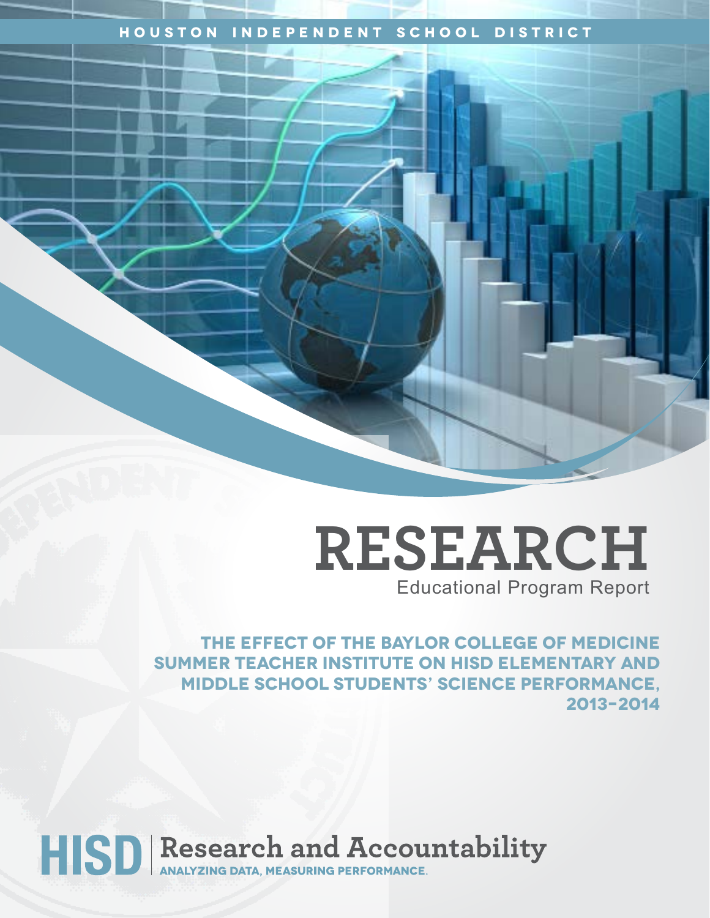HOUSTON INDEPENDENT SCHOOL DISTRICT

# RESEARCH

Educational Program Report

## THE EFFECT OF THE BAYLOR COLLEGE OF MEDICINE SUMMER TEACHER INSTITUTE ON HISD ELEMENTARY AND MIDDLE SCHOOL STUDENTS' SCIENCE PERFORMANCE, 2013–2014

HISD | Research and Accountability
ANALYZING DATA, MEASURING PERFORMANCE.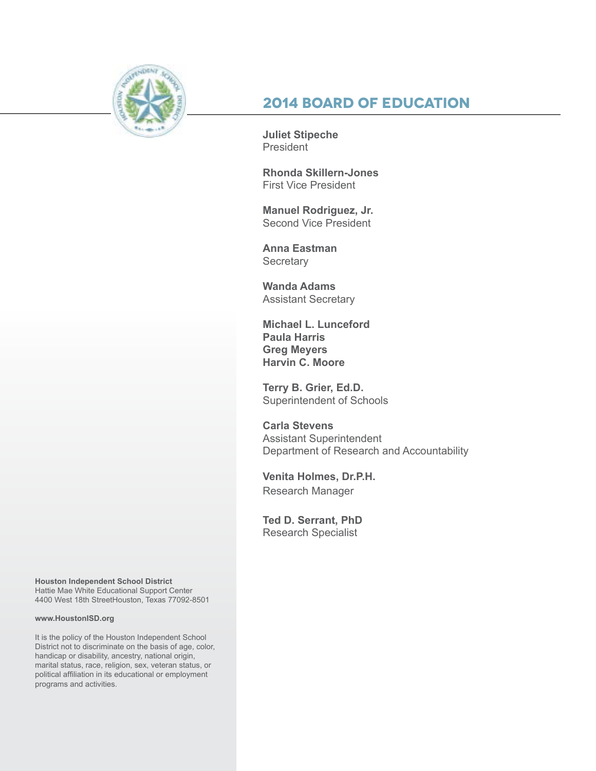## 2014 BOARD OF EDUCATION

**Juliet Stipeche**
President

**Rhonda Skillern-Jones**
First Vice President

**Manuel Rodriguez, Jr.**
Second Vice President

**Anna Eastman**
Secretary

**Wanda Adams**
Assistant Secretary

**Michael L. Lunceford**
**Paula Harris**
**Greg Meyers**
**Harvin C. Moore**

**Terry B. Grier, Ed.D.**
Superintendent of Schools

**Carla Stevens**
Assistant Superintendent
Department of Research and Accountability

**Venita Holmes, Dr.P.H.**
Research Manager

**Ted D. Serrant, PhD**
Research Specialist

**Houston Independent School District**
Hattie Mae White Educational Support Center
4400 West 18th StreetHouston, Texas 77092-8501

**www.HoustonISD.org**

It is the policy of the Houston Independent School District not to discriminate on the basis of age, color, handicap or disability, ancestry, national origin, marital status, race, religion, sex, veteran status, or political affiliation in its educational or employment programs and activities.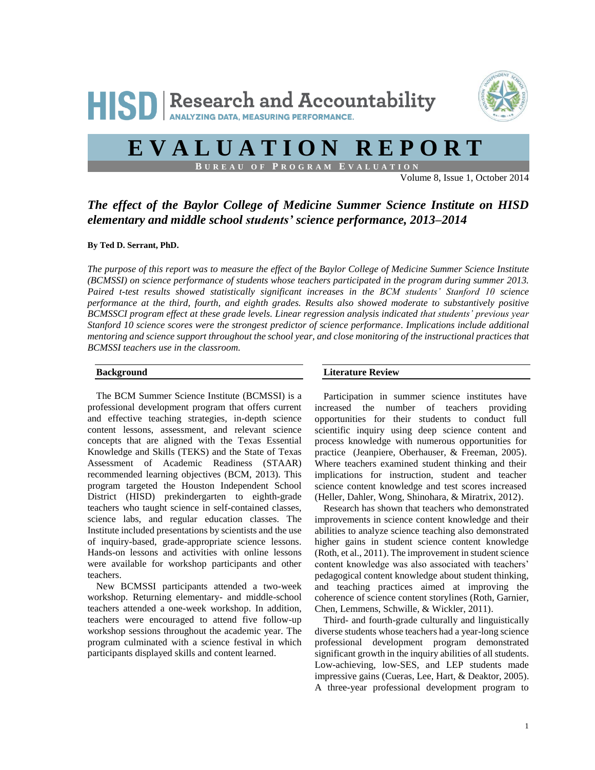# EVALUATION REPORT

**BUREAU OF PROGRAM EVALUATION**

Volume 8, Issue 1, October 2014

## *The effect of the Baylor College of Medicine Summer Science Institute on HISD elementary and middle school students' science performance, 2013–2014*

**By Ted D. Serrant, PhD.**

*The purpose of this report was to measure the effect of the Baylor College of Medicine Summer Science Institute (BCMSSI) on science performance of students whose teachers participated in the program during summer 2013. Paired t-test results showed statistically significant increases in the BCM students' Stanford 10 science performance at the third, fourth, and eighth grades. Results also showed moderate to substantively positive BCMSSCI program effect at these grade levels. Linear regression analysis indicated that students' previous year Stanford 10 science scores were the strongest predictor of science performance. Implications include additional mentoring and science support throughout the school year, and close monitoring of the instructional practices that BCMSSI teachers use in the classroom.*

### Background

The BCM Summer Science Institute (BCMSSI) is a professional development program that offers current and effective teaching strategies, in-depth science content lessons, assessment, and relevant science concepts that are aligned with the Texas Essential Knowledge and Skills (TEKS) and the State of Texas Assessment of Academic Readiness (STAAR) recommended learning objectives (BCM, 2013). This program targeted the Houston Independent School District (HISD) prekindergarten to eighth-grade teachers who taught science in self-contained classes, science labs, and regular education classes. The Institute included presentations by scientists and the use of inquiry-based, grade-appropriate science lessons. Hands-on lessons and activities with online lessons were available for workshop participants and other teachers.

New BCMSSI participants attended a two-week workshop. Returning elementary- and middle-school teachers attended a one-week workshop. In addition, teachers were encouraged to attend five follow-up workshop sessions throughout the academic year. The program culminated with a science festival in which participants displayed skills and content learned.

### Literature Review

Participation in summer science institutes have increased the number of teachers providing opportunities for their students to conduct full scientific inquiry using deep science content and process knowledge with numerous opportunities for practice (Jeanpiere, Oberhauser, & Freeman, 2005). Where teachers examined student thinking and their implications for instruction, student and teacher science content knowledge and test scores increased (Heller, Dahler, Wong, Shinohara, & Miratrix, 2012).

Research has shown that teachers who demonstrated improvements in science content knowledge and their abilities to analyze science teaching also demonstrated higher gains in student science content knowledge (Roth, et al., 2011). The improvement in student science content knowledge was also associated with teachers' pedagogical content knowledge about student thinking, and teaching practices aimed at improving the coherence of science content storylines (Roth, Garnier, Chen, Lemmens, Schwille, & Wickler, 2011).

Third- and fourth-grade culturally and linguistically diverse students whose teachers had a year-long science professional development program demonstrated significant growth in the inquiry abilities of all students. Low-achieving, low-SES, and LEP students made impressive gains (Cueras, Lee, Hart, & Deaktor, 2005). A three-year professional development program to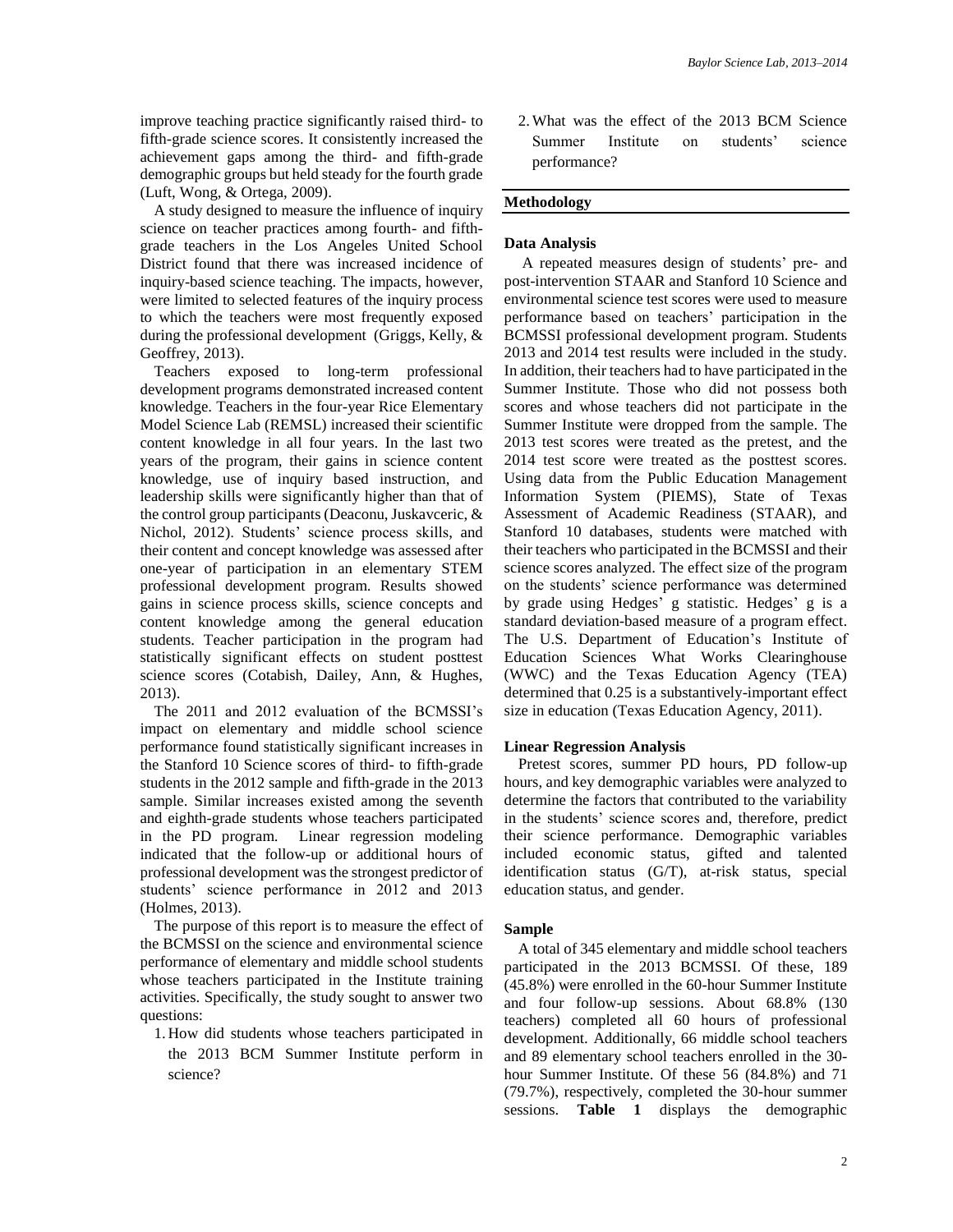improve teaching practice significantly raised third- to fifth-grade science scores. It consistently increased the achievement gaps among the third- and fifth-grade demographic groups but held steady for the fourth grade (Luft, Wong, & Ortega, 2009).

A study designed to measure the influence of inquiry science on teacher practices among fourth- and fifth-grade teachers in the Los Angeles United School District found that there was increased incidence of inquiry-based science teaching. The impacts, however, were limited to selected features of the inquiry process to which the teachers were most frequently exposed during the professional development (Griggs, Kelly, & Geoffrey, 2013).

Teachers exposed to long-term professional development programs demonstrated increased content knowledge. Teachers in the four-year Rice Elementary Model Science Lab (REMSL) increased their scientific content knowledge in all four years. In the last two years of the program, their gains in science content knowledge, use of inquiry based instruction, and leadership skills were significantly higher than that of the control group participants (Deaconu, Juskavceric, & Nichol, 2012). Students' science process skills, and their content and concept knowledge was assessed after one-year of participation in an elementary STEM professional development program. Results showed gains in science process skills, science concepts and content knowledge among the general education students. Teacher participation in the program had statistically significant effects on student posttest science scores (Cotabish, Dailey, Ann, & Hughes, 2013).

The 2011 and 2012 evaluation of the BCMSSI's impact on elementary and middle school science performance found statistically significant increases in the Stanford 10 Science scores of third- to fifth-grade students in the 2012 sample and fifth-grade in the 2013 sample. Similar increases existed among the seventh and eighth-grade students whose teachers participated in the PD program. Linear regression modeling indicated that the follow-up or additional hours of professional development was the strongest predictor of students' science performance in 2012 and 2013 (Holmes, 2013).

The purpose of this report is to measure the effect of the BCMSSI on the science and environmental science performance of elementary and middle school students whose teachers participated in the Institute training activities. Specifically, the study sought to answer two questions:

1. How did students whose teachers participated in the 2013 BCM Summer Institute perform in science?
2. What was the effect of the 2013 BCM Science Summer Institute on students' science performance?

## Methodology

### Data Analysis

A repeated measures design of students' pre- and post-intervention STAAR and Stanford 10 Science and environmental science test scores were used to measure performance based on teachers' participation in the BCMSSI professional development program. Students 2013 and 2014 test results were included in the study. In addition, their teachers had to have participated in the Summer Institute. Those who did not possess both scores and whose teachers did not participate in the Summer Institute were dropped from the sample. The 2013 test scores were treated as the pretest, and the 2014 test score were treated as the posttest scores. Using data from the Public Education Management Information System (PIEMS), State of Texas Assessment of Academic Readiness (STAAR), and Stanford 10 databases, students were matched with their teachers who participated in the BCMSSI and their science scores analyzed. The effect size of the program on the students' science performance was determined by grade using Hedges' g statistic. Hedges' g is a standard deviation-based measure of a program effect. The U.S. Department of Education's Institute of Education Sciences What Works Clearinghouse (WWC) and the Texas Education Agency (TEA) determined that 0.25 is a substantively-important effect size in education (Texas Education Agency, 2011).

### Linear Regression Analysis

Pretest scores, summer PD hours, PD follow-up hours, and key demographic variables were analyzed to determine the factors that contributed to the variability in the students' science scores and, therefore, predict their science performance. Demographic variables included economic status, gifted and talented identification status (G/T), at-risk status, special education status, and gender.

### Sample

A total of 345 elementary and middle school teachers participated in the 2013 BCMSSI. Of these, 189 (45.8%) were enrolled in the 60-hour Summer Institute and four follow-up sessions. About 68.8% (130 teachers) completed all 60 hours of professional development. Additionally, 66 middle school teachers and 89 elementary school teachers enrolled in the 30-hour Summer Institute. Of these 56 (84.8%) and 71 (79.7%), respectively, completed the 30-hour summer sessions. **Table 1** displays the demographic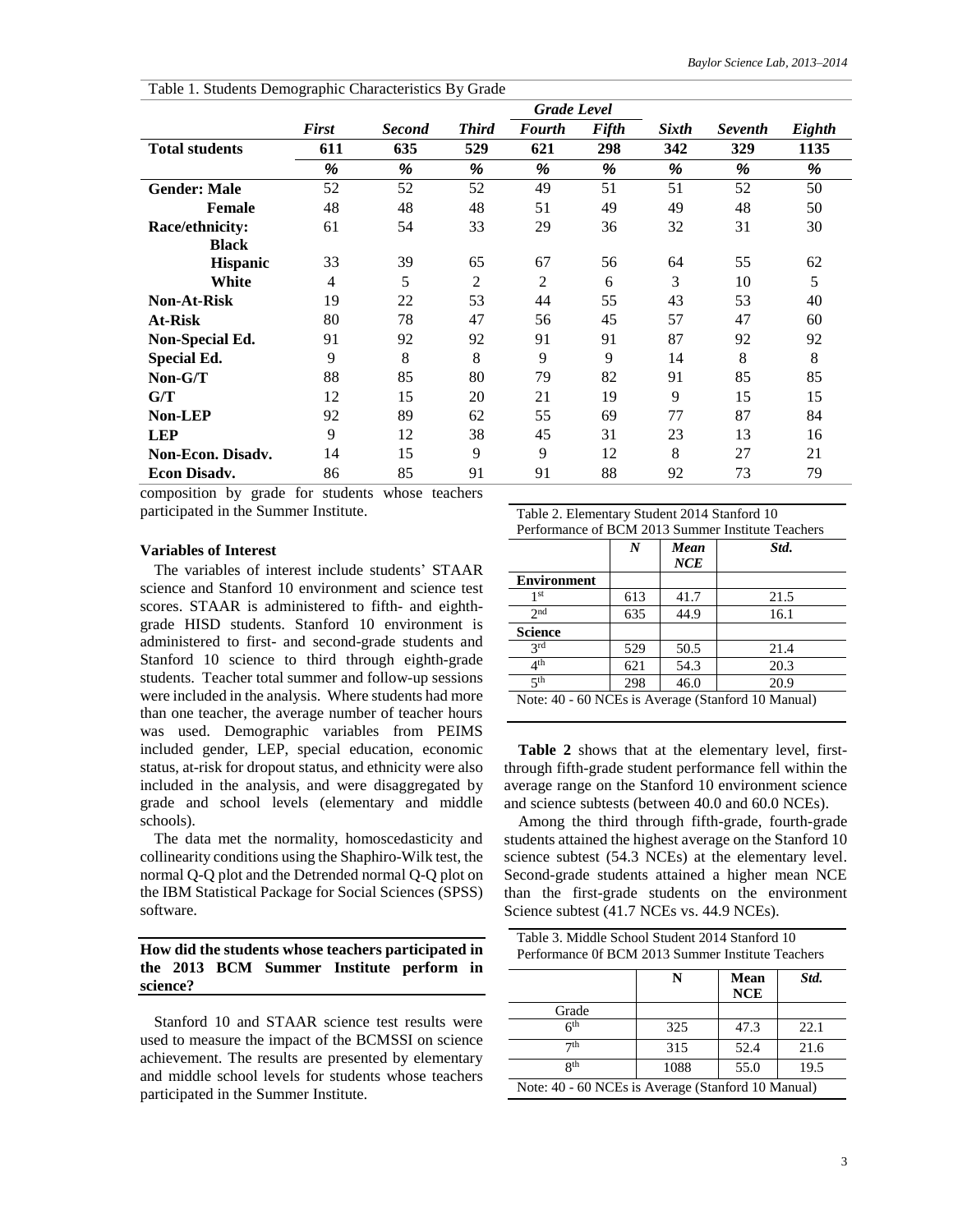Table 1. Students Demographic Characteristics By Grade

| | Grade Level | | | | | | | |
|---|---|---|---|---|---|---|---|---|
| | *First* | *Second* | *Third* | *Fourth* | *Fifth* | *Sixth* | *Seventh* | *Eighth* |
| **Total students** | **611** | **635** | **529** | **621** | **298** | **342** | **329** | **1135** |
| | *%* | *%* | *%* | *%* | *%* | *%* | *%* | *%* |
| **Gender: Male** | 52 | 52 | 52 | 49 | 51 | 51 | 52 | 50 |
| **Female** | 48 | 48 | 48 | 51 | 49 | 49 | 48 | 50 |
| **Race/ethnicity: Black** | 61 | 54 | 33 | 29 | 36 | 32 | 31 | 30 |
| **Hispanic** | 33 | 39 | 65 | 67 | 56 | 64 | 55 | 62 |
| **White** | 4 | 5 | 2 | 2 | 6 | 3 | 10 | 5 |
| **Non-At-Risk** | 19 | 22 | 53 | 44 | 55 | 43 | 53 | 40 |
| **At-Risk** | 80 | 78 | 47 | 56 | 45 | 57 | 47 | 60 |
| **Non-Special Ed.** | 91 | 92 | 92 | 91 | 91 | 87 | 92 | 92 |
| **Special Ed.** | 9 | 8 | 8 | 9 | 9 | 14 | 8 | 8 |
| **Non-G/T** | 88 | 85 | 80 | 79 | 82 | 91 | 85 | 85 |
| **G/T** | 12 | 15 | 20 | 21 | 19 | 9 | 15 | 15 |
| **Non-LEP** | 92 | 89 | 62 | 55 | 69 | 77 | 87 | 84 |
| **LEP** | 9 | 12 | 38 | 45 | 31 | 23 | 13 | 16 |
| **Non-Econ. Disadv.** | 14 | 15 | 9 | 9 | 12 | 8 | 27 | 21 |
| **Econ Disadv.** | 86 | 85 | 91 | 91 | 88 | 92 | 73 | 79 |

composition by grade for students whose teachers participated in the Summer Institute.

### Variables of Interest

The variables of interest include students' STAAR science and Stanford 10 environment and science test scores. STAAR is administered to fifth- and eighth-grade HISD students. Stanford 10 environment is administered to first- and second-grade students and Stanford 10 science to third through eighth-grade students. Teacher total summer and follow-up sessions were included in the analysis. Where students had more than one teacher, the average number of teacher hours was used. Demographic variables from PEIMS included gender, LEP, special education, economic status, at-risk for dropout status, and ethnicity were also included in the analysis, and were disaggregated by grade and school levels (elementary and middle schools).

The data met the normality, homoscedasticity and collinearity conditions using the Shaphiro-Wilk test, the normal Q-Q plot and the Detrended normal Q-Q plot on the IBM Statistical Package for Social Sciences (SPSS) software.

### How did the students whose teachers participated in the 2013 BCM Summer Institute perform in science?

Stanford 10 and STAAR science test results were used to measure the impact of the BCMSSI on science achievement. The results are presented by elementary and middle school levels for students whose teachers participated in the Summer Institute.

Table 2. Elementary Student 2014 Stanford 10 Performance of BCM 2013 Summer Institute Teachers

| | *N* | *Mean NCE* | *Std.* |
|---|---|---|---|
| **Environment** | | | |
| 1st | 613 | 41.7 | 21.5 |
| 2nd | 635 | 44.9 | 16.1 |
| **Science** | | | |
| 3rd | 529 | 50.5 | 21.4 |
| 4th | 621 | 54.3 | 20.3 |
| 5th | 298 | 46.0 | 20.9 |

Note: 40 - 60 NCEs is Average (Stanford 10 Manual)

**Table 2** shows that at the elementary level, first-through fifth-grade student performance fell within the average range on the Stanford 10 environment science and science subtests (between 40.0 and 60.0 NCEs).

Among the third through fifth-grade, fourth-grade students attained the highest average on the Stanford 10 science subtest (54.3 NCEs) at the elementary level. Second-grade students attained a higher mean NCE than the first-grade students on the environment Science subtest (41.7 NCEs vs. 44.9 NCEs).

Table 3. Middle School Student 2014 Stanford 10 Performance 0f BCM 2013 Summer Institute Teachers

| | N | Mean NCE | *Std.* |
|---|---|---|---|
| Grade | | | |
| 6th | 325 | 47.3 | 22.1 |
| 7th | 315 | 52.4 | 21.6 |
| 8th | 1088 | 55.0 | 19.5 |

Note: 40 - 60 NCEs is Average (Stanford 10 Manual)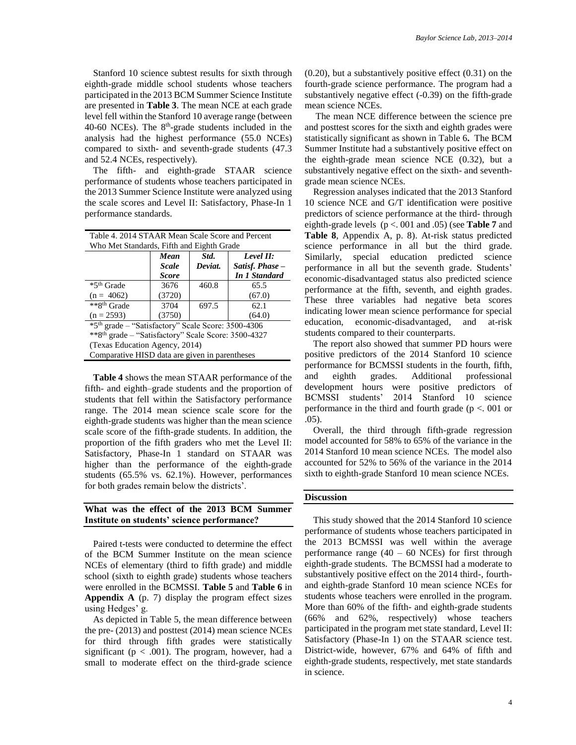Stanford 10 science subtest results for sixth through eighth-grade middle school students whose teachers participated in the 2013 BCM Summer Science Institute are presented in **Table 3**. The mean NCE at each grade level fell within the Stanford 10 average range (between 40-60 NCEs). The 8th-grade students included in the analysis had the highest performance (55.0 NCEs) compared to sixth- and seventh-grade students (47.3 and 52.4 NCEs, respectively).

The fifth- and eighth-grade STAAR science performance of students whose teachers participated in the 2013 Summer Science Institute were analyzed using the scale scores and Level II: Satisfactory, Phase-In 1 performance standards.

Table 4. 2014 STAAR Mean Scale Score and Percent Who Met Standards, Fifth and Eighth Grade

| | *Mean Scale Score* | *Std. Deviat.* | *Level II: Satisf. Phase – In 1 Standard* |
|---|---|---|---|
| *5th Grade (n = 4062) | 3676 (3720) | 460.8 | 65.5 (67.0) |
| **8th Grade (n = 2593) | 3704 (3750) | 697.5 | 62.1 (64.0) |

*5th grade – "Satisfactory" Scale Score: 3500-4306
**8th grade – "Satisfactory" Scale Score: 3500-4327
(Texas Education Agency, 2014)
Comparative HISD data are given in parentheses

**Table 4** shows the mean STAAR performance of the fifth- and eighth–grade students and the proportion of students that fell within the Satisfactory performance range. The 2014 mean science scale score for the eighth-grade students was higher than the mean science scale score of the fifth-grade students. In addition, the proportion of the fifth graders who met the Level II: Satisfactory, Phase-In 1 standard on STAAR was higher than the performance of the eighth-grade students (65.5% vs. 62.1%). However, performances for both grades remain below the districts'.

### What was the effect of the 2013 BCM Summer Institute on students' science performance?

Paired t-tests were conducted to determine the effect of the BCM Summer Institute on the mean science NCEs of elementary (third to fifth grade) and middle school (sixth to eighth grade) students whose teachers were enrolled in the BCMSSI. **Table 5** and **Table 6** in **Appendix A** (p. 7) display the program effect sizes using Hedges' g.

As depicted in Table 5, the mean difference between the pre- (2013) and posttest (2014) mean science NCEs for third through fifth grades were statistically significant ($p < .001$). The program, however, had a small to moderate effect on the third-grade science (0.20), but a substantively positive effect (0.31) on the fourth-grade science performance. The program had a substantively negative effect (-0.39) on the fifth-grade mean science NCEs.

The mean NCE difference between the science pre and posttest scores for the sixth and eighth grades were statistically significant as shown in Table 6**.** The BCM Summer Institute had a substantively positive effect on the eighth-grade mean science NCE (0.32), but a substantively negative effect on the sixth- and seventh-grade mean science NCEs.

Regression analyses indicated that the 2013 Stanford 10 science NCE and G/T identification were positive predictors of science performance at the third- through eighth-grade levels ($p <. 001$ and .05) (see **Table 7** and **Table 8**, Appendix A, p. 8). At-risk status predicted science performance in all but the third grade. Similarly, special education predicted science performance in all but the seventh grade. Students' economic-disadvantaged status also predicted science performance at the fifth, seventh, and eighth grades. These three variables had negative beta scores indicating lower mean science performance for special education, economic-disadvantaged, and at-risk students compared to their counterparts.

The report also showed that summer PD hours were positive predictors of the 2014 Stanford 10 science performance for BCMSSI students in the fourth, fifth, and eighth grades. Additional professional development hours were positive predictors of BCMSSI students' 2014 Stanford 10 science performance in the third and fourth grade ($p <. 001$ or .05).

Overall, the third through fifth-grade regression model accounted for 58% to 65% of the variance in the 2014 Stanford 10 mean science NCEs. The model also accounted for 52% to 56% of the variance in the 2014 sixth to eighth-grade Stanford 10 mean science NCEs.

## Discussion

This study showed that the 2014 Stanford 10 science performance of students whose teachers participated in the 2013 BCMSSI was well within the average performance range (40 – 60 NCEs) for first through eighth-grade students. The BCMSSI had a moderate to substantively positive effect on the 2014 third-, fourth- and eighth-grade Stanford 10 mean science NCEs for students whose teachers were enrolled in the program. More than 60% of the fifth- and eighth-grade students (66% and 62%, respectively) whose teachers participated in the program met state standard, Level II: Satisfactory (Phase-In 1) on the STAAR science test. District-wide, however, 67% and 64% of fifth and eighth-grade students, respectively, met state standards in science.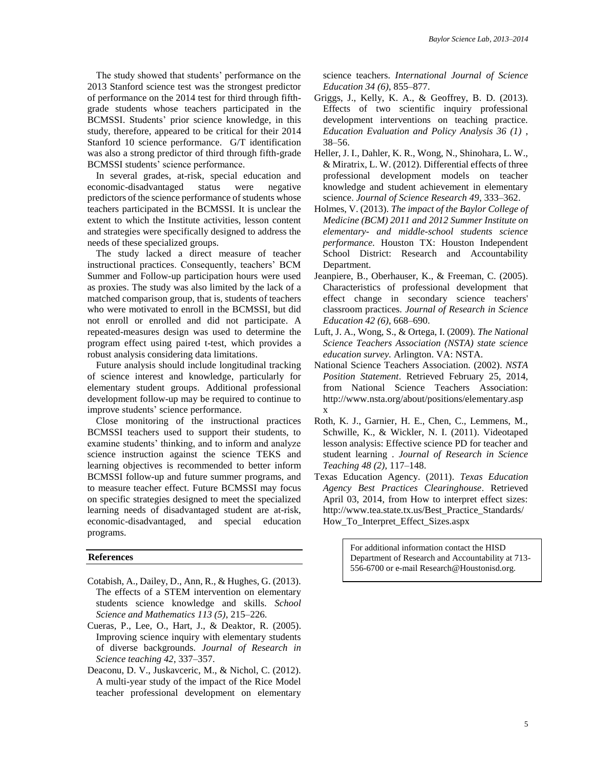The study showed that students' performance on the 2013 Stanford science test was the strongest predictor of performance on the 2014 test for third through fifth-grade students whose teachers participated in the BCMSSI. Students' prior science knowledge, in this study, therefore, appeared to be critical for their 2014 Stanford 10 science performance. G/T identification was also a strong predictor of third through fifth-grade BCMSSI students' science performance.

In several grades, at-risk, special education and economic-disadvantaged status were negative predictors of the science performance of students whose teachers participated in the BCMSSI. It is unclear the extent to which the Institute activities, lesson content and strategies were specifically designed to address the needs of these specialized groups.

The study lacked a direct measure of teacher instructional practices. Consequently, teachers' BCM Summer and Follow-up participation hours were used as proxies. The study was also limited by the lack of a matched comparison group, that is, students of teachers who were motivated to enroll in the BCMSSI, but did not enroll or enrolled and did not participate. A repeated-measures design was used to determine the program effect using paired t-test, which provides a robust analysis considering data limitations.

Future analysis should include longitudinal tracking of science interest and knowledge, particularly for elementary student groups. Additional professional development follow-up may be required to continue to improve students' science performance.

Close monitoring of the instructional practices BCMSSI teachers used to support their students, to examine students' thinking, and to inform and analyze science instruction against the science TEKS and learning objectives is recommended to better inform BCMSSI follow-up and future summer programs, and to measure teacher effect. Future BCMSSI may focus on specific strategies designed to meet the specialized learning needs of disadvantaged student are at-risk, economic-disadvantaged, and special education programs.

## References

Cotabish, A., Dailey, D., Ann, R., & Hughes, G. (2013). The effects of a STEM intervention on elementary students science knowledge and skills. *School Science and Mathematics 113 (5)*, 215–226.

Cueras, P., Lee, O., Hart, J., & Deaktor, R. (2005). Improving science inquiry with elementary students of diverse backgrounds. *Journal of Research in Science teaching 42*, 337–357.

Deaconu, D. V., Juskavceric, M., & Nichol, C. (2012). A multi-year study of the impact of the Rice Model teacher professional development on elementary science teachers. *International Journal of Science Education 34 (6)*, 855–877.

Griggs, J., Kelly, K. A., & Geoffrey, B. D. (2013). Effects of two scientific inquiry professional development interventions on teaching practice. *Education Evaluation and Policy Analysis 36 (1)* , 38–56.

Heller, J. I., Dahler, K. R., Wong, N., Shinohara, L. W., & Miratrix, L. W. (2012). Differential effects of three professional development models on teacher knowledge and student achievement in elementary science. *Journal of Science Research 49*, 333–362.

Holmes, V. (2013). *The impact of the Baylor College of Medicine (BCM) 2011 and 2012 Summer Institute on elementary- and middle-school students science performance.* Houston TX: Houston Independent School District: Research and Accountability Department.

Jeanpiere, B., Oberhauser, K., & Freeman, C. (2005). Characteristics of professional development that effect change in secondary science teachers' classroom practices. *Journal of Research in Science Education 42 (6)*, 668–690.

Luft, J. A., Wong, S., & Ortega, I. (2009). *The National Science Teachers Association (NSTA) state science education survey.* Arlington. VA: NSTA.

National Science Teachers Association. (2002). *NSTA Position Statement*. Retrieved February 25, 2014, from National Science Teachers Association: http://www.nsta.org/about/positions/elementary.aspx

Roth, K. J., Garnier, H. E., Chen, C., Lemmens, M., Schwille, K., & Wickler, N. I. (2011). Videotaped lesson analysis: Effective science PD for teacher and student learning . *Journal of Research in Science Teaching 48 (2)*, 117–148.

Texas Education Agency. (2011). *Texas Education Agency Best Practices Clearinghouse*. Retrieved April 03, 2014, from How to interpret effect sizes: http://www.tea.state.tx.us/Best_Practice_Standards/How_To_Interpret_Effect_Sizes.aspx

For additional information contact the HISD Department of Research and Accountability at 713-556-6700 or e-mail Research@Houstonisd.org.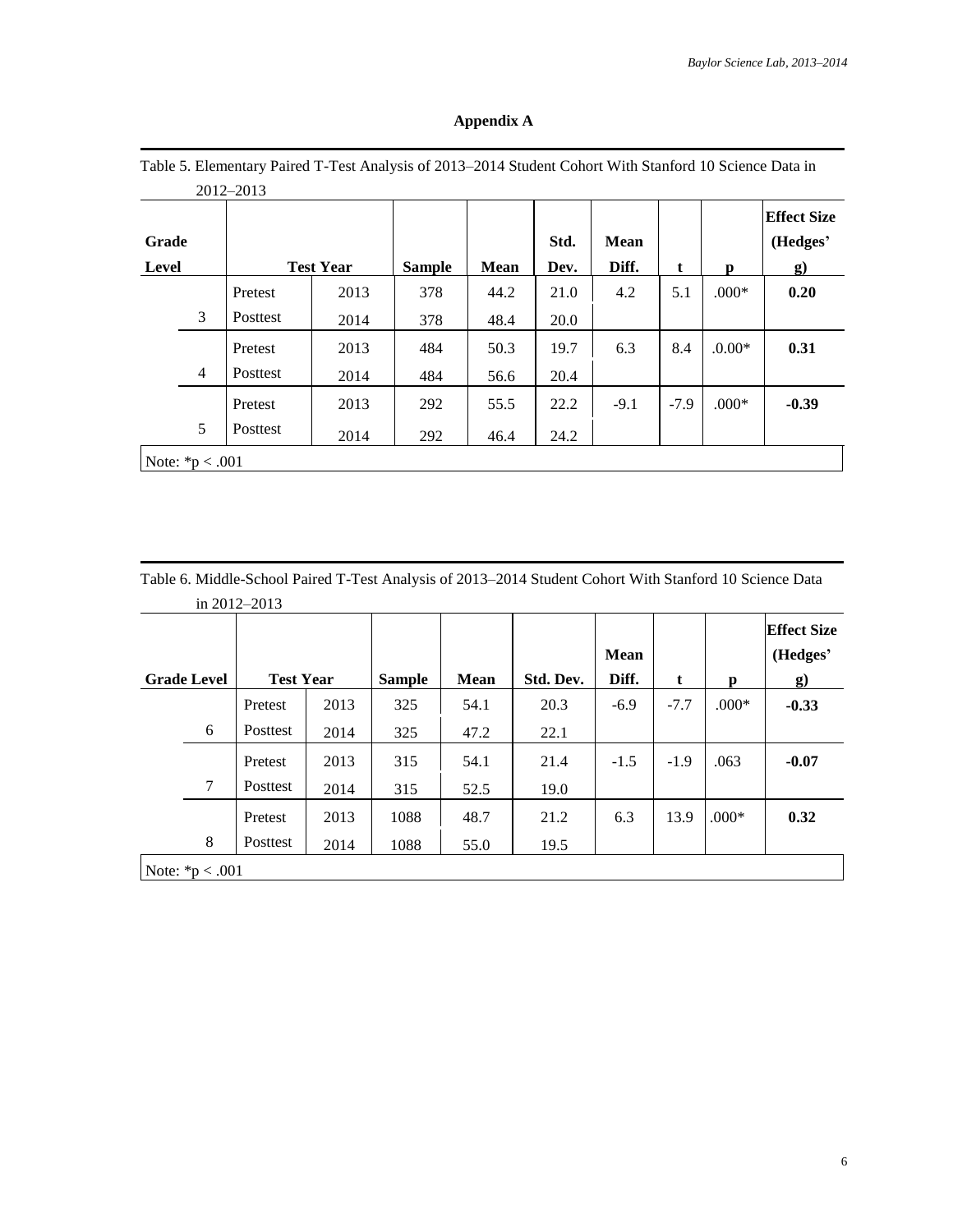## Appendix A

Table 5. Elementary Paired T-Test Analysis of 2013–2014 Student Cohort With Stanford 10 Science Data in 2012–2013

| Grade Level | Test | Year | Sample | Mean | Std. Dev. | Mean Diff. | t | p | Effect Size (Hedges' g) |
|---|---|---|---|---|---|---|---|---|---|
| 3 | Pretest | 2013 | 378 | 44.2 | 21.0 | 4.2 | 5.1 | .000* | **0.20** |
| | Posttest | 2014 | 378 | 48.4 | 20.0 | | | | |
| 4 | Pretest | 2013 | 484 | 50.3 | 19.7 | 6.3 | 8.4 | .0.00* | **0.31** |
| | Posttest | 2014 | 484 | 56.6 | 20.4 | | | | |
| 5 | Pretest | 2013 | 292 | 55.5 | 22.2 | -9.1 | -7.9 | .000* | **-0.39** |
| | Posttest | 2014 | 292 | 46.4 | 24.2 | | | | |

Note: *p < .001

Table 6. Middle-School Paired T-Test Analysis of 2013–2014 Student Cohort With Stanford 10 Science Data in 2012–2013

| Grade Level | Test | Year | Sample | Mean | Std. Dev. | Mean Diff. | t | p | Effect Size (Hedges' g) |
|---|---|---|---|---|---|---|---|---|---|
| 6 | Pretest | 2013 | 325 | 54.1 | 20.3 | -6.9 | -7.7 | .000* | **-0.33** |
| | Posttest | 2014 | 325 | 47.2 | 22.1 | | | | |
| 7 | Pretest | 2013 | 315 | 54.1 | 21.4 | -1.5 | -1.9 | .063 | **-0.07** |
| | Posttest | 2014 | 315 | 52.5 | 19.0 | | | | |
| 8 | Pretest | 2013 | 1088 | 48.7 | 21.2 | 6.3 | 13.9 | .000* | **0.32** |
| | Posttest | 2014 | 1088 | 55.0 | 19.5 | | | | |

Note: *p < .001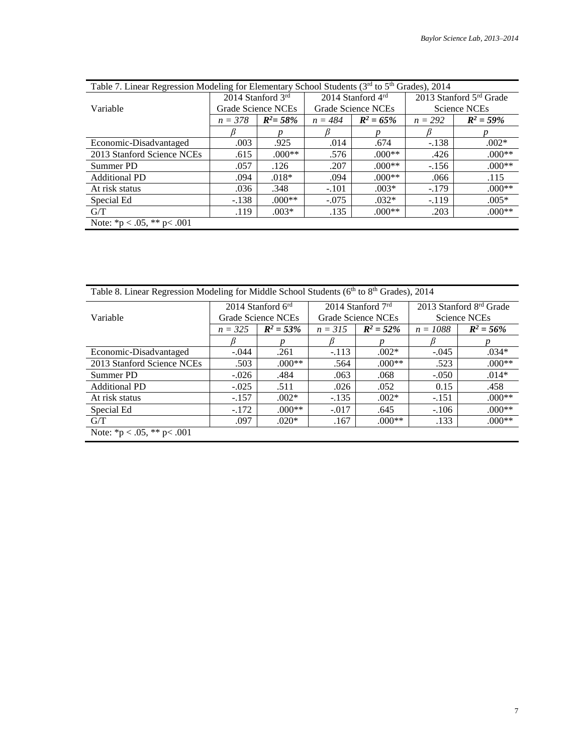| Table 7. Linear Regression Modeling for Elementary School Students ($3^{rd}$ to $5^{th}$ Grades), 2014 | | | | | | |
|---|---|---|---|---|---|---|
| Variable | 2014 Stanford $3^{rd}$ Grade Science NCEs | | 2014 Stanford $4^{rd}$ Grade Science NCEs | | 2013 Stanford $5^{rd}$ Grade Science NCEs | |
| | *n = 378* | $R^2$= 58% | *n = 484* | $R^2$ = 65% | *n = 292* | $R^2$ = 59% |
| | $\beta$ | *p* | $\beta$ | *p* | $\beta$ | *p* |
| Economic-Disadvantaged | .003 | .925 | .014 | .674 | -.138 | .002* |
| 2013 Stanford Science NCEs | .615 | .000** | .576 | .000** | .426 | .000** |
| Summer PD | .057 | .126 | .207 | .000** | -.156 | .000** |
| Additional PD | .094 | .018* | .094 | .000** | .066 | .115 |
| At risk status | .036 | .348 | -.101 | .003* | -.179 | .000** |
| Special Ed | -.138 | .000** | -.075 | .032* | -.119 | .005* |
| G/T | .119 | .003* | .135 | .000** | .203 | .000** |
| Note: *p < .05, ** p< .001 | | | | | | |

| Table 8. Linear Regression Modeling for Middle School Students ($6^{th}$ to $8^{th}$ Grades), 2014 | | | | | | |
|---|---|---|---|---|---|---|
| Variable | 2014 Stanford $6^{rd}$ Grade Science NCEs | | 2014 Stanford $7^{rd}$ Grade Science NCEs | | 2013 Stanford $8^{rd}$ Grade Science NCEs | |
| | *n = 325* | $R^2$ = 53% | *n = 315* | $R^2$ = 52% | *n = 1088* | $R^2$ = 56% |
| | $\beta$ | *p* | $\beta$ | *p* | $\beta$ | *p* |
| Economic-Disadvantaged | -.044 | .261 | -.113 | .002* | -.045 | .034* |
| 2013 Stanford Science NCEs | .503 | .000** | .564 | .000** | .523 | .000** |
| Summer PD | -.026 | .484 | .063 | .068 | -.050 | .014* |
| Additional PD | -.025 | .511 | .026 | .052 | 0.15 | .458 |
| At risk status | -.157 | .002* | -.135 | .002* | -.151 | .000** |
| Special Ed | -.172 | .000** | -.017 | .645 | -.106 | .000** |
| G/T | .097 | .020* | .167 | .000** | .133 | .000** |
| Note: *p < .05, ** p< .001 | | | | | | |